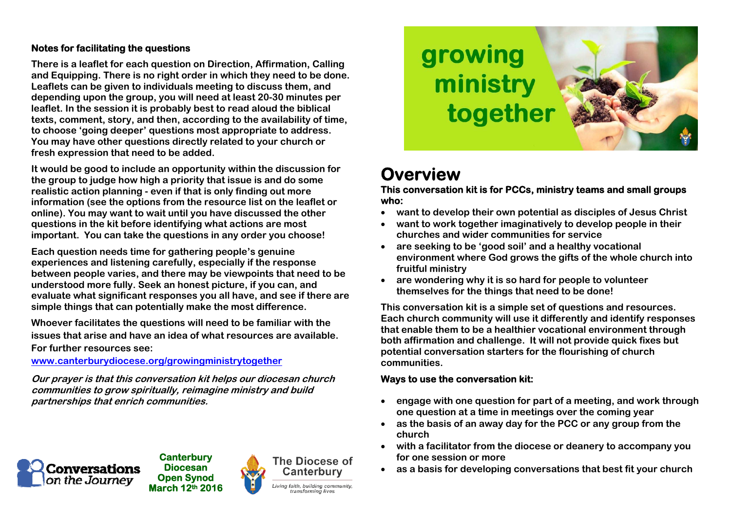**Notes for facilitating the questions**

There is a leaflet for each question on Direction, Affirmation, Calling and Equipping. There is no right order in which they need to be done. Leaflets can be given to individuals meeting to discuss them, and depending upon the group, you will need at least 20-30 minutes per leaflet. In the session it is probably best to read aloud the biblical texts, comment, story, and then, according to the availability of time, to choose 'going deeper' questions most appropriate to address. You may have other questions directly related to your church or fresh expression that need to be added.

It would be good to include an opportunity within the discussion for the group to judge how high a priority that issue is and do some realistic action planning - even if that is only finding out more information (see the options from the resource list on the leaflet or online). You may want to wait until you have discussed the other questions in the kit before identifying what actions are most important. You can take the questions in any order you choose!

Each question needs time for gathering people's genuine experiences and listening carefully, especially if the response between people varies, and there may be viewpoints that need to be understood more fully. Seek an honest picture, if you can, and evaluate what significant responses you all have, and see if there are simple things that can potentially make the most difference.

Whoever facilitates the questions will need to be familiar with the issues that arise and have an idea of what resources are available.
For further resources see:

www.canterburydiocese.org/growingministrytogether

***Our prayer is that this conversation kit helps our diocesan church communities to grow spiritually, reimagine ministry and build partnerships that enrich communities.***

Conversations on the Journey

Canterbury Diocesan Open Synod March 12th 2016

The Diocese of Canterbury
*Living faith, building community, transforming lives*

# growing ministry together

# Overview

**This conversation kit is for PCCs, ministry teams and small groups who:**

- want to develop their own potential as disciples of Jesus Christ
- want to work together imaginatively to develop people in their churches and wider communities for service
- are seeking to be 'good soil' and a healthy vocational environment where God grows the gifts of the whole church into fruitful ministry
- are wondering why it is so hard for people to volunteer themselves for the things that need to be done!

This conversation kit is a simple set of questions and resources. Each church community will use it differently and identify responses that enable them to be a healthier vocational environment through both affirmation and challenge. It will not provide quick fixes but potential conversation starters for the flourishing of church communities.

**Ways to use the conversation kit:**

- engage with one question for part of a meeting, and work through one question at a time in meetings over the coming year
- as the basis of an away day for the PCC or any group from the church
- with a facilitator from the diocese or deanery to accompany you for one session or more
- as a basis for developing conversations that best fit your church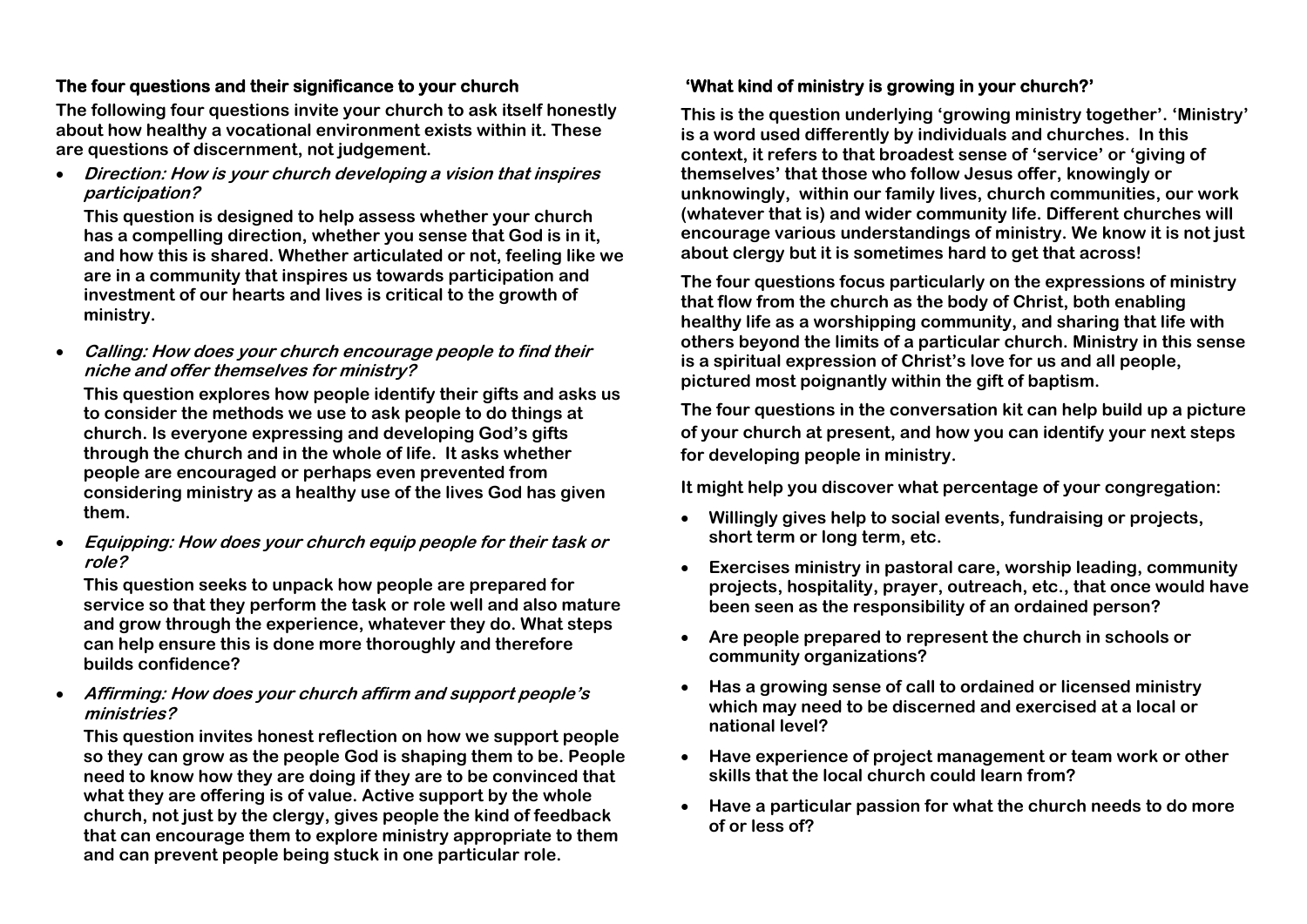## The four questions and their significance to your church

**The following four questions invite your church to ask itself honestly about how healthy a vocational environment exists within it. These are questions of discernment, not judgement.**

- ***Direction: How is your church developing a vision that inspires participation?***

  **This question is designed to help assess whether your church has a compelling direction, whether you sense that God is in it, and how this is shared. Whether articulated or not, feeling like we are in a community that inspires us towards participation and investment of our hearts and lives is critical to the growth of ministry.**

- ***Calling: How does your church encourage people to find their niche and offer themselves for ministry?***

  **This question explores how people identify their gifts and asks us to consider the methods we use to ask people to do things at church. Is everyone expressing and developing God's gifts through the church and in the whole of life. It asks whether people are encouraged or perhaps even prevented from considering ministry as a healthy use of the lives God has given them.**

- ***Equipping: How does your church equip people for their task or role?***

  **This question seeks to unpack how people are prepared for service so that they perform the task or role well and also mature and grow through the experience, whatever they do. What steps can help ensure this is done more thoroughly and therefore builds confidence?**

- ***Affirming: How does your church affirm and support people's ministries?***

  **This question invites honest reflection on how we support people so they can grow as the people God is shaping them to be. People need to know how they are doing if they are to be convinced that what they are offering is of value. Active support by the whole church, not just by the clergy, gives people the kind of feedback that can encourage them to explore ministry appropriate to them and can prevent people being stuck in one particular role.**

## 'What kind of ministry is growing in your church?'

**This is the question underlying 'growing ministry together'. 'Ministry' is a word used differently by individuals and churches. In this context, it refers to that broadest sense of 'service' or 'giving of themselves' that those who follow Jesus offer, knowingly or unknowingly, within our family lives, church communities, our work (whatever that is) and wider community life. Different churches will encourage various understandings of ministry. We know it is not just about clergy but it is sometimes hard to get that across!**

**The four questions focus particularly on the expressions of ministry that flow from the church as the body of Christ, both enabling healthy life as a worshipping community, and sharing that life with others beyond the limits of a particular church. Ministry in this sense is a spiritual expression of Christ's love for us and all people, pictured most poignantly within the gift of baptism.**

**The four questions in the conversation kit can help build up a picture of your church at present, and how you can identify your next steps for developing people in ministry.**

**It might help you discover what percentage of your congregation:**

- **Willingly gives help to social events, fundraising or projects, short term or long term, etc.**
- **Exercises ministry in pastoral care, worship leading, community projects, hospitality, prayer, outreach, etc., that once would have been seen as the responsibility of an ordained person?**
- **Are people prepared to represent the church in schools or community organizations?**
- **Has a growing sense of call to ordained or licensed ministry which may need to be discerned and exercised at a local or national level?**
- **Have experience of project management or team work or other skills that the local church could learn from?**
- **Have a particular passion for what the church needs to do more of or less of?**